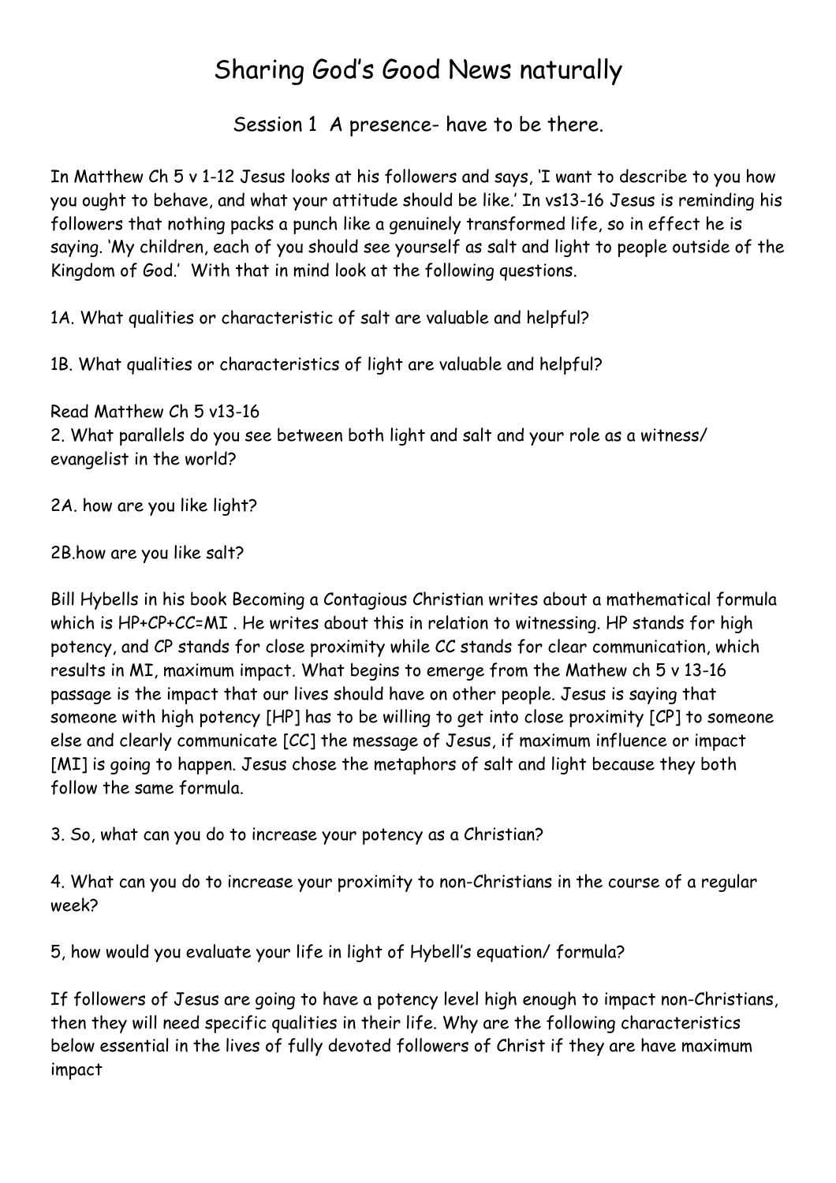# Sharing God's Good News naturally

## Session 1 A presence- have to be there.

In Matthew Ch 5 v 1-12 Jesus looks at his followers and says, 'I want to describe to you how you ought to behave, and what your attitude should be like.' In vs13-16 Jesus is reminding his followers that nothing packs a punch like a genuinely transformed life, so in effect he is saying. 'My children, each of you should see yourself as salt and light to people outside of the Kingdom of God.' With that in mind look at the following questions.

1A. What qualities or characteristic of salt are valuable and helpful?

1B. What qualities or characteristics of light are valuable and helpful?

Read Matthew Ch 5 v13-16
2. What parallels do you see between both light and salt and your role as a witness/ evangelist in the world?

2A. how are you like light?

2B.how are you like salt?

Bill Hybells in his book Becoming a Contagious Christian writes about a mathematical formula which is HP+CP+CC=MI . He writes about this in relation to witnessing. HP stands for high potency, and CP stands for close proximity while CC stands for clear communication, which results in MI, maximum impact. What begins to emerge from the Mathew ch 5 v 13-16 passage is the impact that our lives should have on other people. Jesus is saying that someone with high potency [HP] has to be willing to get into close proximity [CP] to someone else and clearly communicate [CC] the message of Jesus, if maximum influence or impact [MI] is going to happen. Jesus chose the metaphors of salt and light because they both follow the same formula.

3. So, what can you do to increase your potency as a Christian?

4. What can you do to increase your proximity to non-Christians in the course of a regular week?

5, how would you evaluate your life in light of Hybell's equation/ formula?

If followers of Jesus are going to have a potency level high enough to impact non-Christians, then they will need specific qualities in their life. Why are the following characteristics below essential in the lives of fully devoted followers of Christ if they are have maximum impact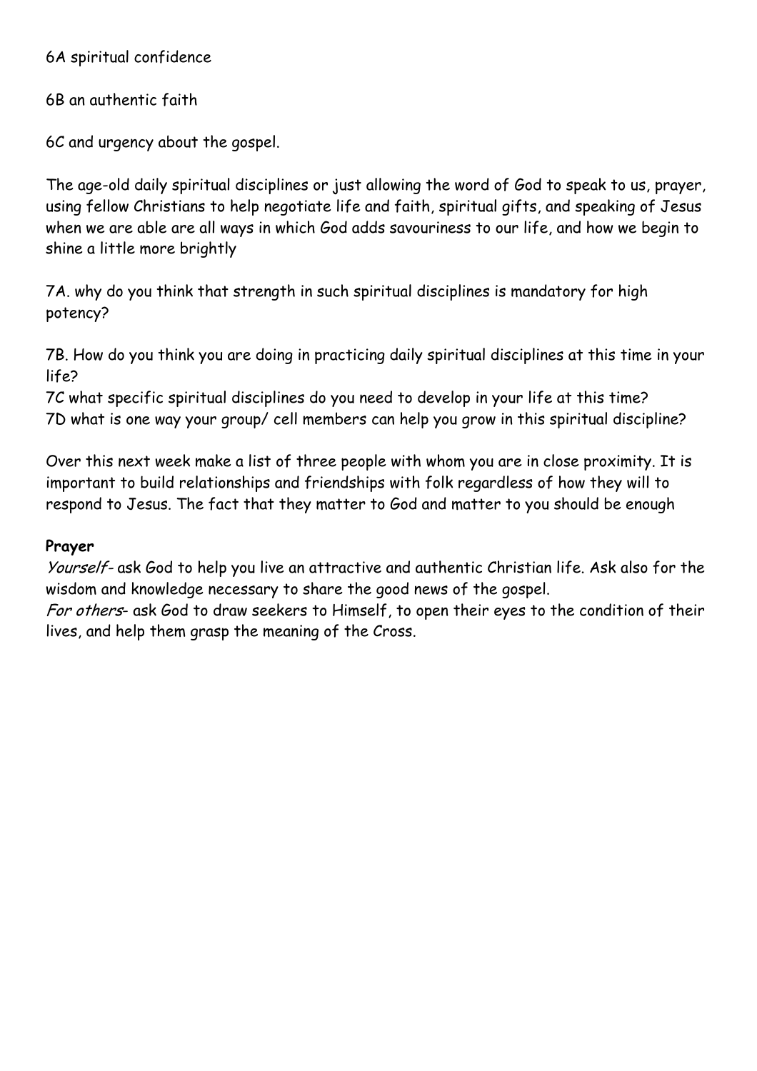6A spiritual confidence

6B an authentic faith

6C and urgency about the gospel.

The age-old daily spiritual disciplines or just allowing the word of God to speak to us, prayer, using fellow Christians to help negotiate life and faith, spiritual gifts, and speaking of Jesus when we are able are all ways in which God adds savouriness to our life, and how we begin to shine a little more brightly

7A. why do you think that strength in such spiritual disciplines is mandatory for high potency?

7B. How do you think you are doing in practicing daily spiritual disciplines at this time in your life?
7C what specific spiritual disciplines do you need to develop in your life at this time?
7D what is one way your group/ cell members can help you grow in this spiritual discipline?

Over this next week make a list of three people with whom you are in close proximity. It is important to build relationships and friendships with folk regardless of how they will to respond to Jesus. The fact that they matter to God and matter to you should be enough

**Prayer**
*Yourself*- ask God to help you live an attractive and authentic Christian life. Ask also for the wisdom and knowledge necessary to share the good news of the gospel.
*For others*- ask God to draw seekers to Himself, to open their eyes to the condition of their lives, and help them grasp the meaning of the Cross.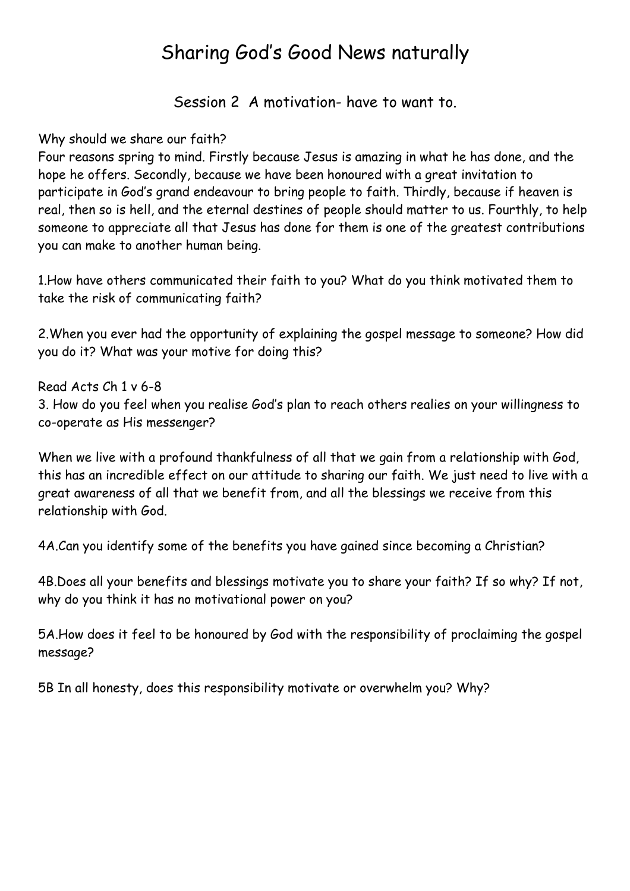# Sharing God's Good News naturally

## Session 2  A motivation- have to want to.

Why should we share our faith?
Four reasons spring to mind. Firstly because Jesus is amazing in what he has done, and the hope he offers. Secondly, because we have been honoured with a great invitation to participate in God's grand endeavour to bring people to faith. Thirdly, because if heaven is real, then so is hell, and the eternal destines of people should matter to us. Fourthly, to help someone to appreciate all that Jesus has done for them is one of the greatest contributions you can make to another human being.

1.How have others communicated their faith to you? What do you think motivated them to take the risk of communicating faith?

2.When you ever had the opportunity of explaining the gospel message to someone? How did you do it? What was your motive for doing this?

Read Acts Ch 1 v 6-8
3. How do you feel when you realise God's plan to reach others realies on your willingness to co-operate as His messenger?

When we live with a profound thankfulness of all that we gain from a relationship with God, this has an incredible effect on our attitude to sharing our faith. We just need to live with a great awareness of all that we benefit from, and all the blessings we receive from this relationship with God.

4A.Can you identify some of the benefits you have gained since becoming a Christian?

4B.Does all your benefits and blessings motivate you to share your faith? If so why? If not, why do you think it has no motivational power on you?

5A.How does it feel to be honoured by God with the responsibility of proclaiming the gospel message?

5B In all honesty, does this responsibility motivate or overwhelm you? Why?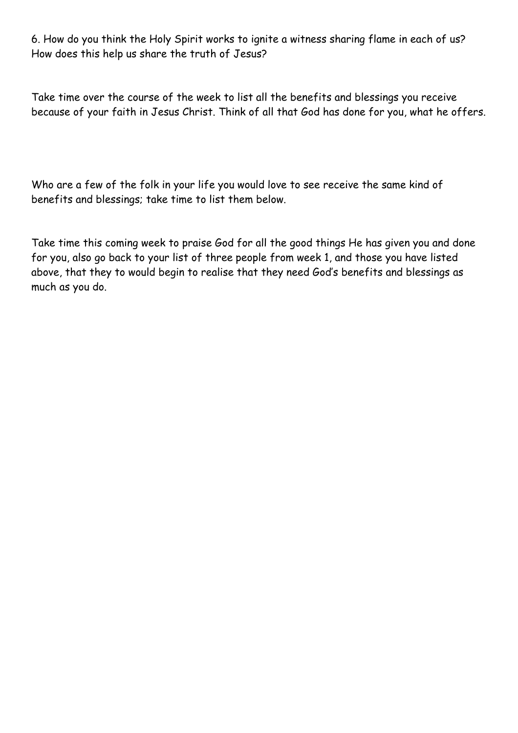6. How do you think the Holy Spirit works to ignite a witness sharing flame in each of us? How does this help us share the truth of Jesus?

Take time over the course of the week to list all the benefits and blessings you receive because of your faith in Jesus Christ. Think of all that God has done for you, what he offers.

Who are a few of the folk in your life you would love to see receive the same kind of benefits and blessings; take time to list them below.

Take time this coming week to praise God for all the good things He has given you and done for you, also go back to your list of three people from week 1, and those you have listed above, that they to would begin to realise that they need God's benefits and blessings as much as you do.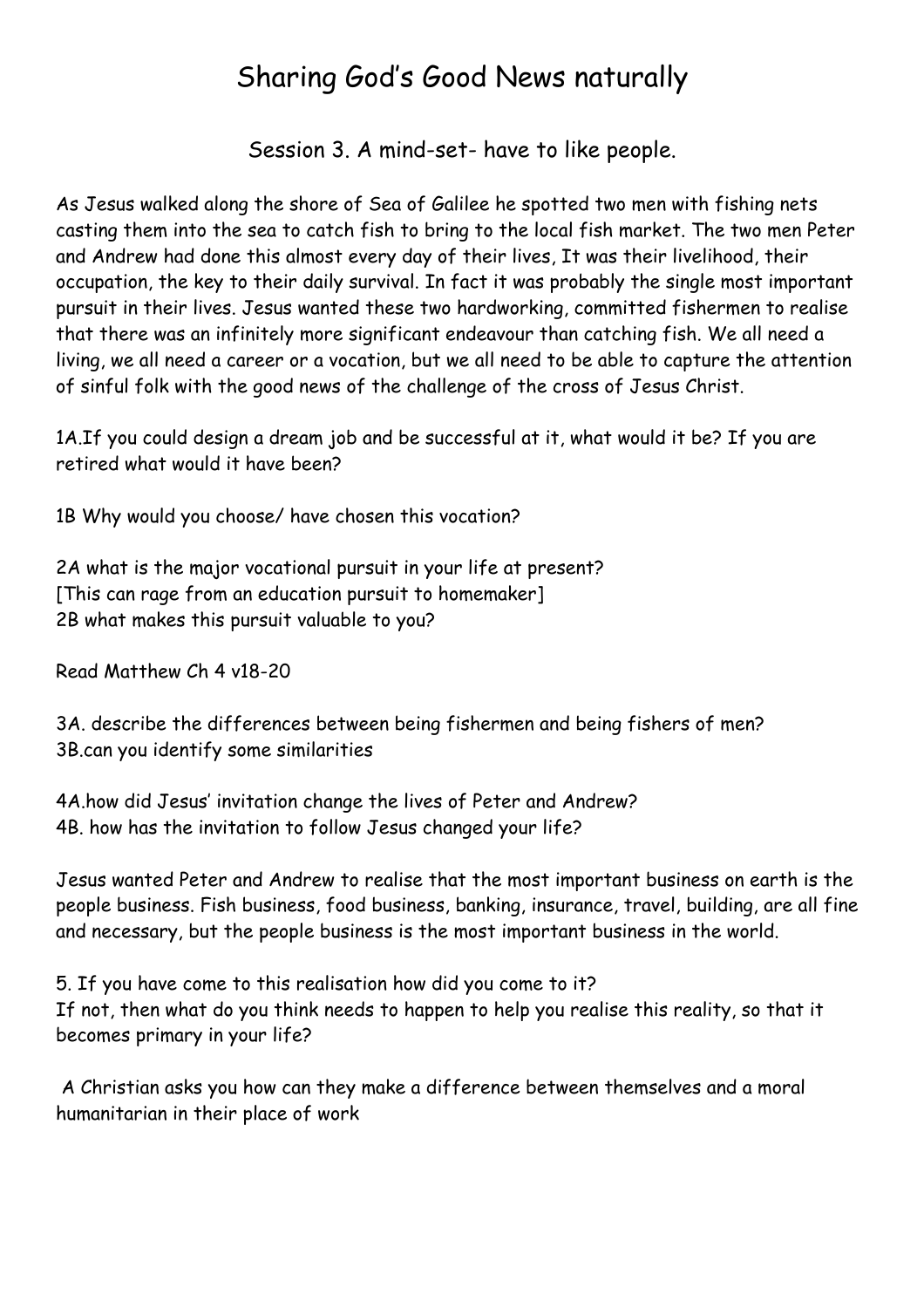# Sharing God's Good News naturally

## Session 3. A mind-set- have to like people.

As Jesus walked along the shore of Sea of Galilee he spotted two men with fishing nets casting them into the sea to catch fish to bring to the local fish market. The two men Peter and Andrew had done this almost every day of their lives, It was their livelihood, their occupation, the key to their daily survival. In fact it was probably the single most important pursuit in their lives. Jesus wanted these two hardworking, committed fishermen to realise that there was an infinitely more significant endeavour than catching fish. We all need a living, we all need a career or a vocation, but we all need to be able to capture the attention of sinful folk with the good news of the challenge of the cross of Jesus Christ.

1A.If you could design a dream job and be successful at it, what would it be? If you are retired what would it have been?

1B Why would you choose/ have chosen this vocation?

2A what is the major vocational pursuit in your life at present?
[This can rage from an education pursuit to homemaker]
2B what makes this pursuit valuable to you?

Read Matthew Ch 4 v18-20

3A. describe the differences between being fishermen and being fishers of men?
3B.can you identify some similarities

4A.how did Jesus' invitation change the lives of Peter and Andrew?
4B. how has the invitation to follow Jesus changed your life?

Jesus wanted Peter and Andrew to realise that the most important business on earth is the people business. Fish business, food business, banking, insurance, travel, building, are all fine and necessary, but the people business is the most important business in the world.

5. If you have come to this realisation how did you come to it?
If not, then what do you think needs to happen to help you realise this reality, so that it becomes primary in your life?

A Christian asks you how can they make a difference between themselves and a moral humanitarian in their place of work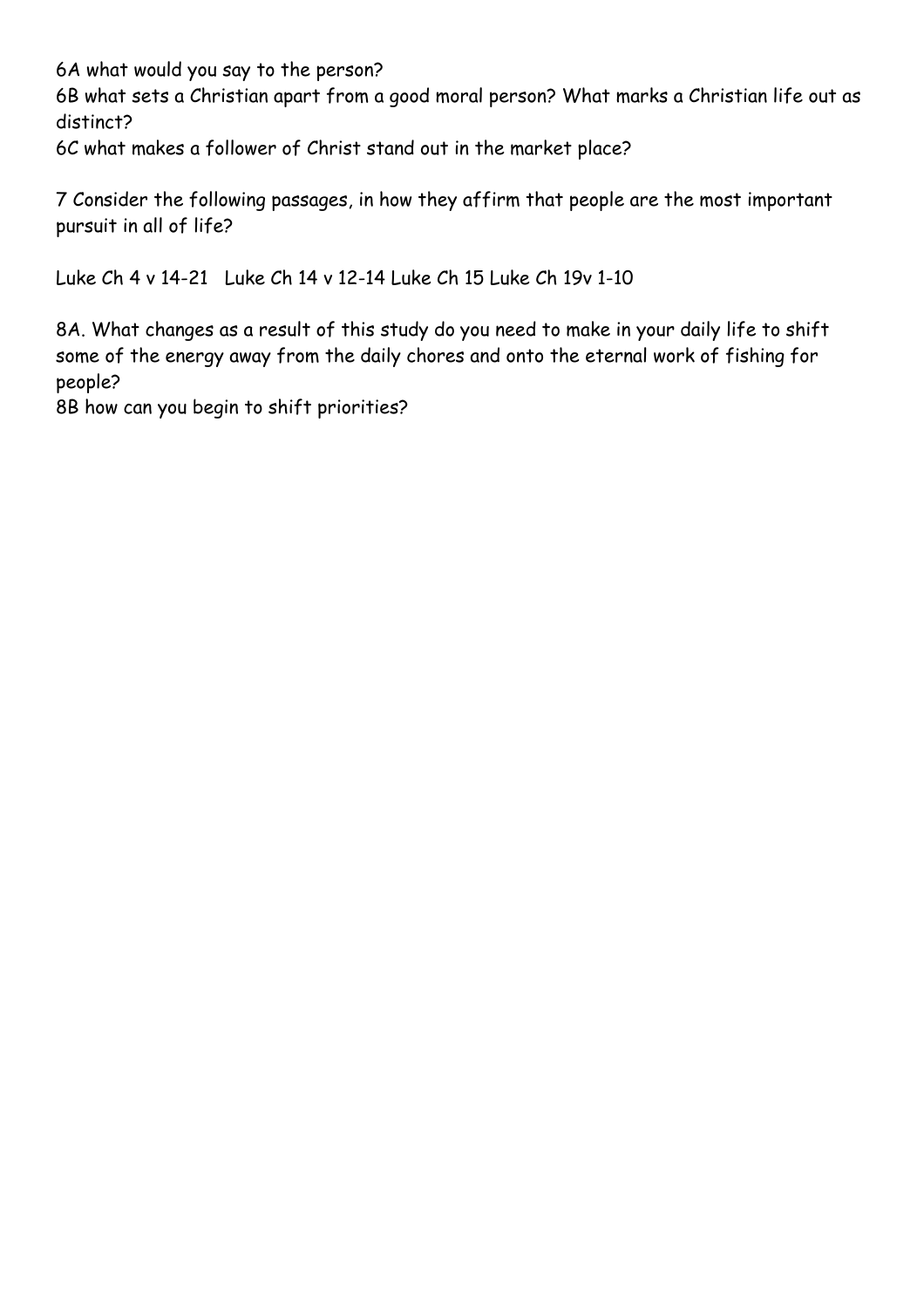6A what would you say to the person?

6B what sets a Christian apart from a good moral person? What marks a Christian life out as distinct?

6C what makes a follower of Christ stand out in the market place?

7 Consider the following passages, in how they affirm that people are the most important pursuit in all of life?

Luke Ch 4 v 14-21 Luke Ch 14 v 12-14 Luke Ch 15 Luke Ch 19v 1-10

8A. What changes as a result of this study do you need to make in your daily life to shift some of the energy away from the daily chores and onto the eternal work of fishing for people?

8B how can you begin to shift priorities?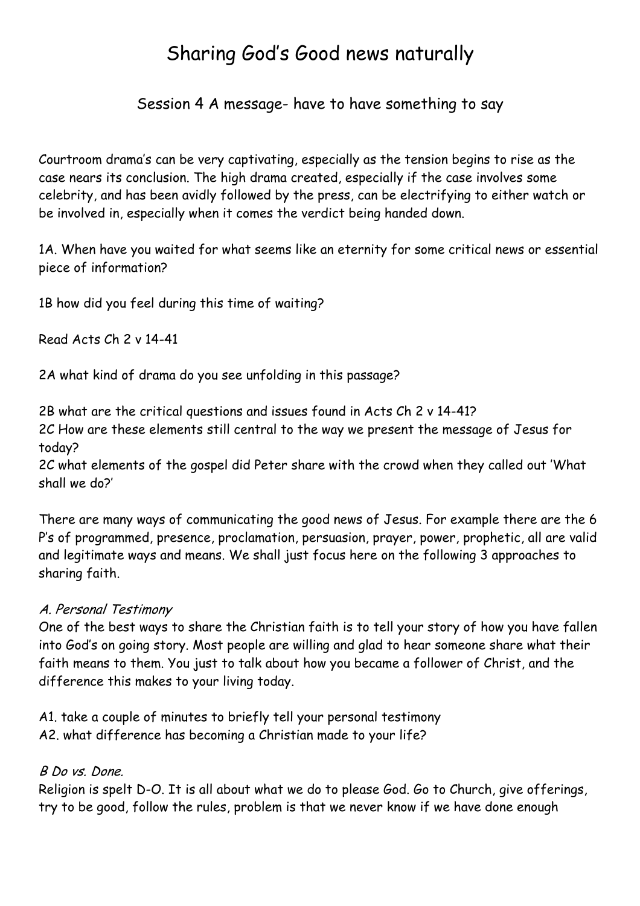# Sharing God's Good news naturally

## Session 4 A message- have to have something to say

Courtroom drama's can be very captivating, especially as the tension begins to rise as the case nears its conclusion. The high drama created, especially if the case involves some celebrity, and has been avidly followed by the press, can be electrifying to either watch or be involved in, especially when it comes the verdict being handed down.

1A. When have you waited for what seems like an eternity for some critical news or essential piece of information?

1B how did you feel during this time of waiting?

Read Acts Ch 2 v 14-41

2A what kind of drama do you see unfolding in this passage?

2B what are the critical questions and issues found in Acts Ch 2 v 14-41?
2C How are these elements still central to the way we present the message of Jesus for today?
2C what elements of the gospel did Peter share with the crowd when they called out 'What shall we do?'

There are many ways of communicating the good news of Jesus. For example there are the 6 P's of programmed, presence, proclamation, persuasion, prayer, power, prophetic, all are valid and legitimate ways and means. We shall just focus here on the following 3 approaches to sharing faith.

*A. Personal Testimony*
One of the best ways to share the Christian faith is to tell your story of how you have fallen into God's on going story. Most people are willing and glad to hear someone share what their faith means to them. You just to talk about how you became a follower of Christ, and the difference this makes to your living today.

A1. take a couple of minutes to briefly tell your personal testimony
A2. what difference has becoming a Christian made to your life?

*B Do vs. Done.*
Religion is spelt D-O. It is all about what we do to please God. Go to Church, give offerings, try to be good, follow the rules, problem is that we never know if we have done enough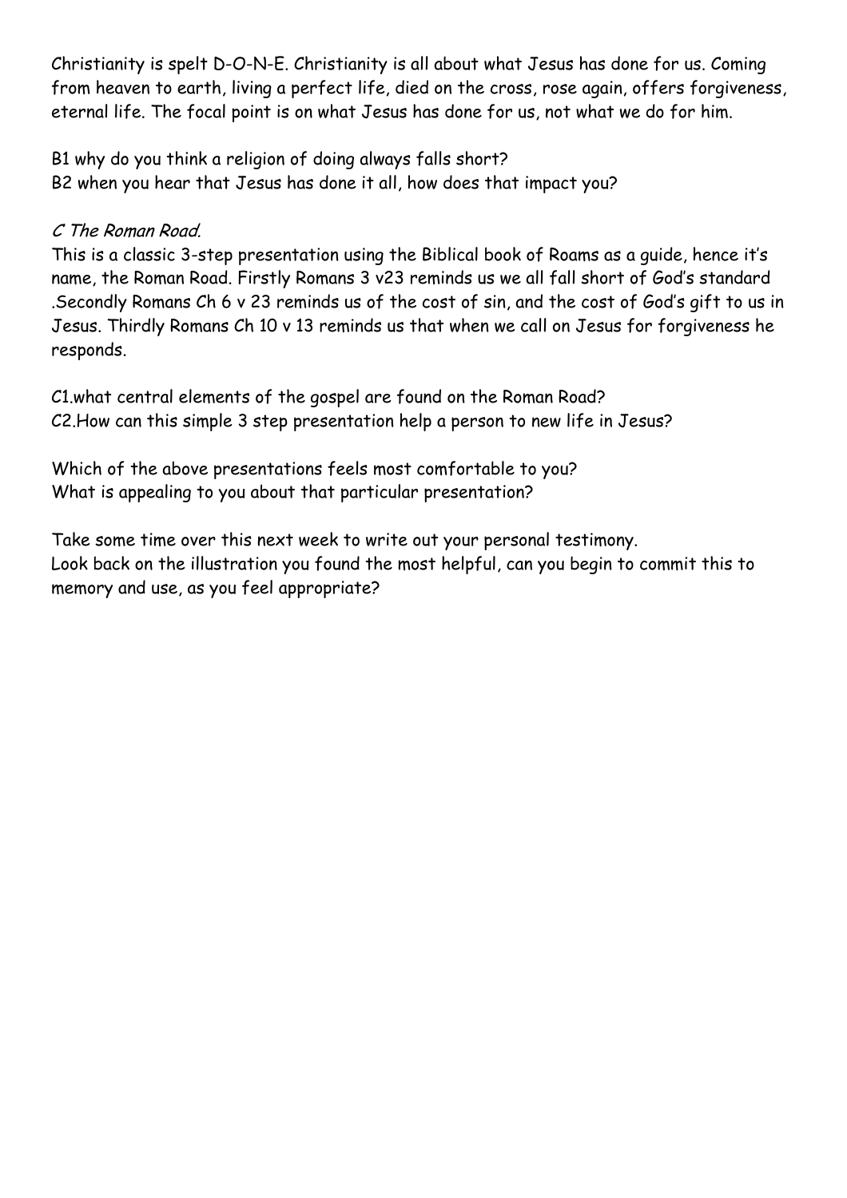Christianity is spelt D-O-N-E. Christianity is all about what Jesus has done for us. Coming from heaven to earth, living a perfect life, died on the cross, rose again, offers forgiveness, eternal life. The focal point is on what Jesus has done for us, not what we do for him.

B1 why do you think a religion of doing always falls short?
B2 when you hear that Jesus has done it all, how does that impact you?

*C The Roman Road.*

This is a classic 3-step presentation using the Biblical book of Roams as a guide, hence it's name, the Roman Road. Firstly Romans 3 v23 reminds us we all fall short of God's standard .Secondly Romans Ch 6 v 23 reminds us of the cost of sin, and the cost of God's gift to us in Jesus. Thirdly Romans Ch 10 v 13 reminds us that when we call on Jesus for forgiveness he responds.

C1.what central elements of the gospel are found on the Roman Road?
C2.How can this simple 3 step presentation help a person to new life in Jesus?

Which of the above presentations feels most comfortable to you?
What is appealing to you about that particular presentation?

Take some time over this next week to write out your personal testimony.
Look back on the illustration you found the most helpful, can you begin to commit this to memory and use, as you feel appropriate?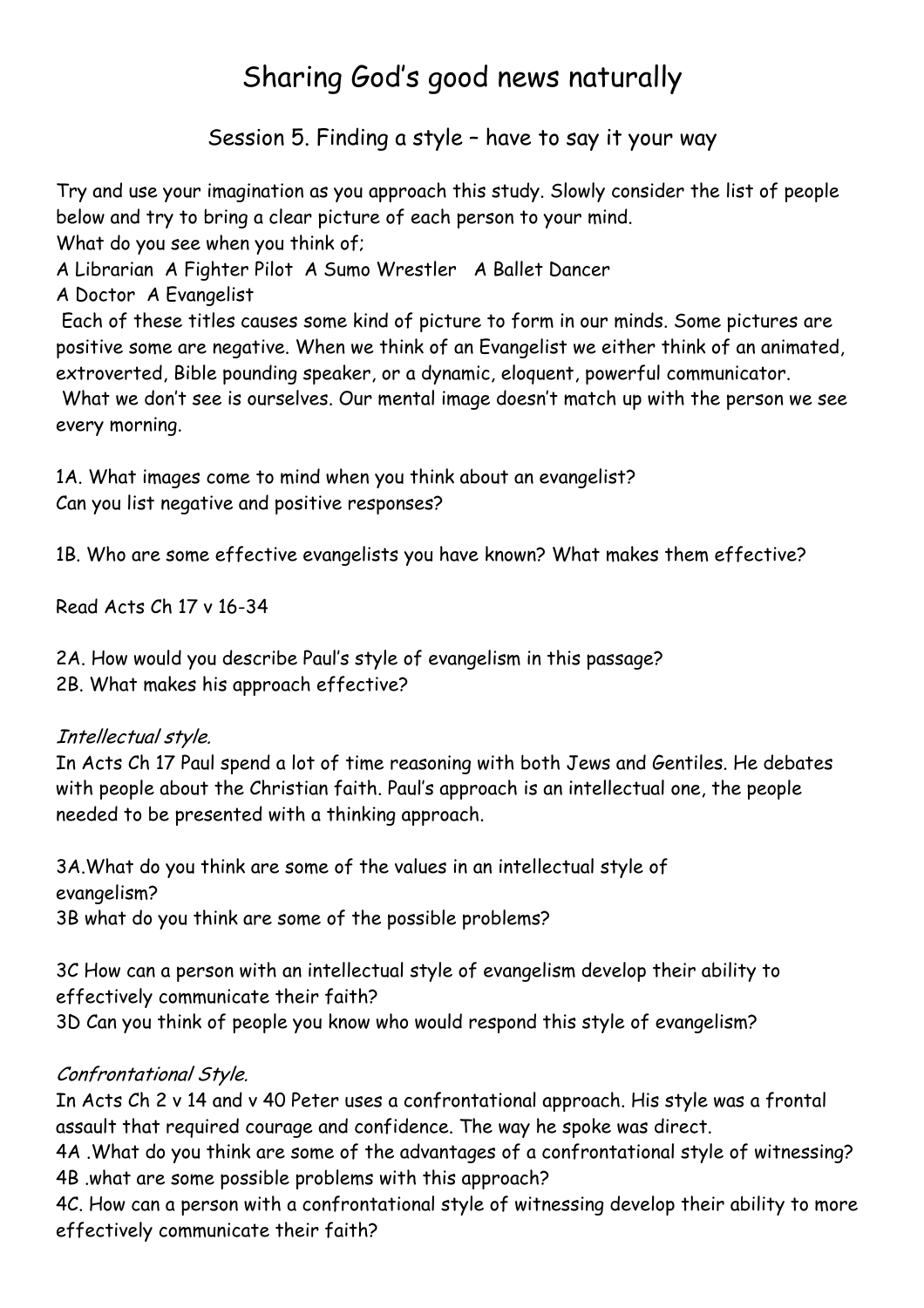# Sharing God's good news naturally

## Session 5. Finding a style – have to say it your way

Try and use your imagination as you approach this study. Slowly consider the list of people below and try to bring a clear picture of each person to your mind.
What do you see when you think of;
A Librarian A Fighter Pilot A Sumo Wrestler A Ballet Dancer
A Doctor A Evangelist
Each of these titles causes some kind of picture to form in our minds. Some pictures are positive some are negative. When we think of an Evangelist we either think of an animated, extroverted, Bible pounding speaker, or a dynamic, eloquent, powerful communicator.
What we don't see is ourselves. Our mental image doesn't match up with the person we see every morning.

1A. What images come to mind when you think about an evangelist?
Can you list negative and positive responses?

1B. Who are some effective evangelists you have known? What makes them effective?

Read Acts Ch 17 v 16-34

2A. How would you describe Paul's style of evangelism in this passage?
2B. What makes his approach effective?

*Intellectual style.*
In Acts Ch 17 Paul spend a lot of time reasoning with both Jews and Gentiles. He debates with people about the Christian faith. Paul's approach is an intellectual one, the people needed to be presented with a thinking approach.

3A.What do you think are some of the values in an intellectual style of evangelism?
3B what do you think are some of the possible problems?

3C How can a person with an intellectual style of evangelism develop their ability to effectively communicate their faith?
3D Can you think of people you know who would respond this style of evangelism?

*Confrontational Style.*
In Acts Ch 2 v 14 and v 40 Peter uses a confrontational approach. His style was a frontal assault that required courage and confidence. The way he spoke was direct.
4A .What do you think are some of the advantages of a confrontational style of witnessing?
4B .what are some possible problems with this approach?
4C. How can a person with a confrontational style of witnessing develop their ability to more effectively communicate their faith?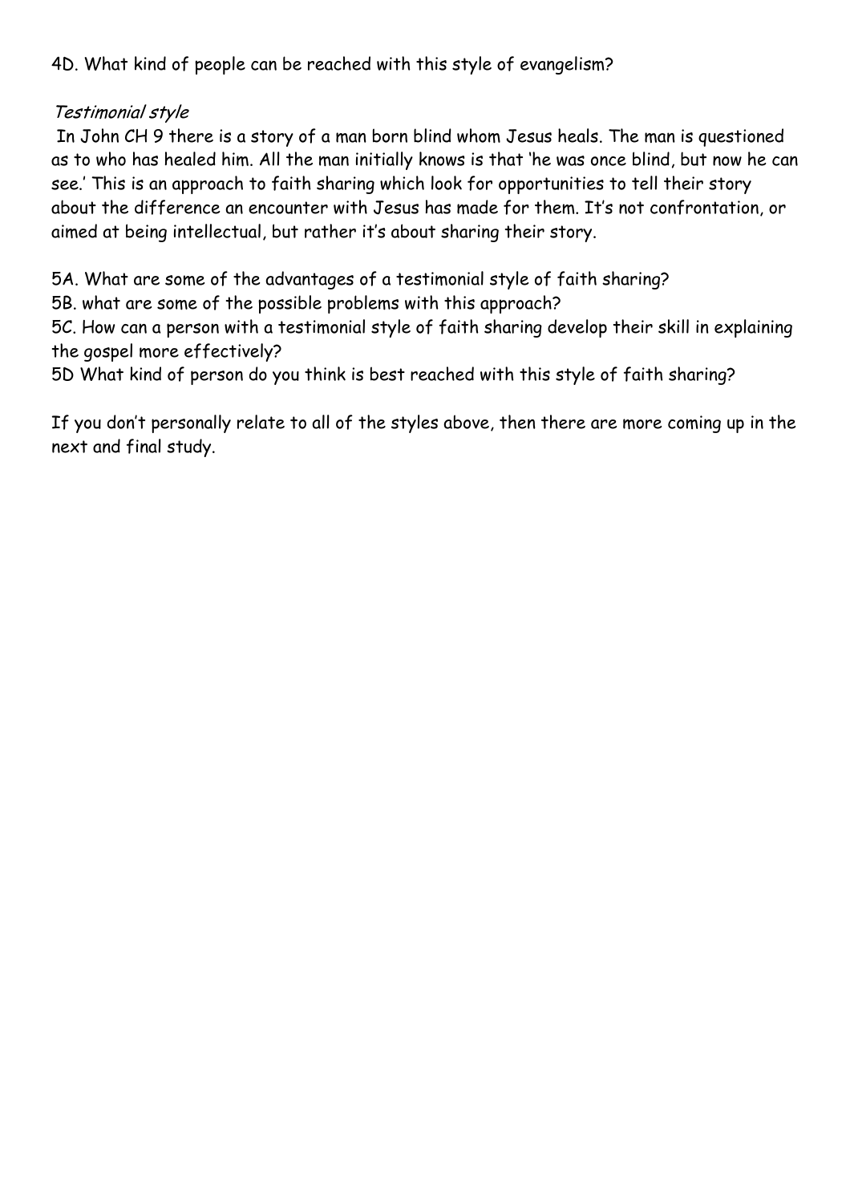4D. What kind of people can be reached with this style of evangelism?

*Testimonial style*

In John CH 9 there is a story of a man born blind whom Jesus heals. The man is questioned as to who has healed him. All the man initially knows is that 'he was once blind, but now he can see.' This is an approach to faith sharing which look for opportunities to tell their story about the difference an encounter with Jesus has made for them. It's not confrontation, or aimed at being intellectual, but rather it's about sharing their story.

5A. What are some of the advantages of a testimonial style of faith sharing?
5B. what are some of the possible problems with this approach?
5C. How can a person with a testimonial style of faith sharing develop their skill in explaining the gospel more effectively?
5D What kind of person do you think is best reached with this style of faith sharing?

If you don't personally relate to all of the styles above, then there are more coming up in the next and final study.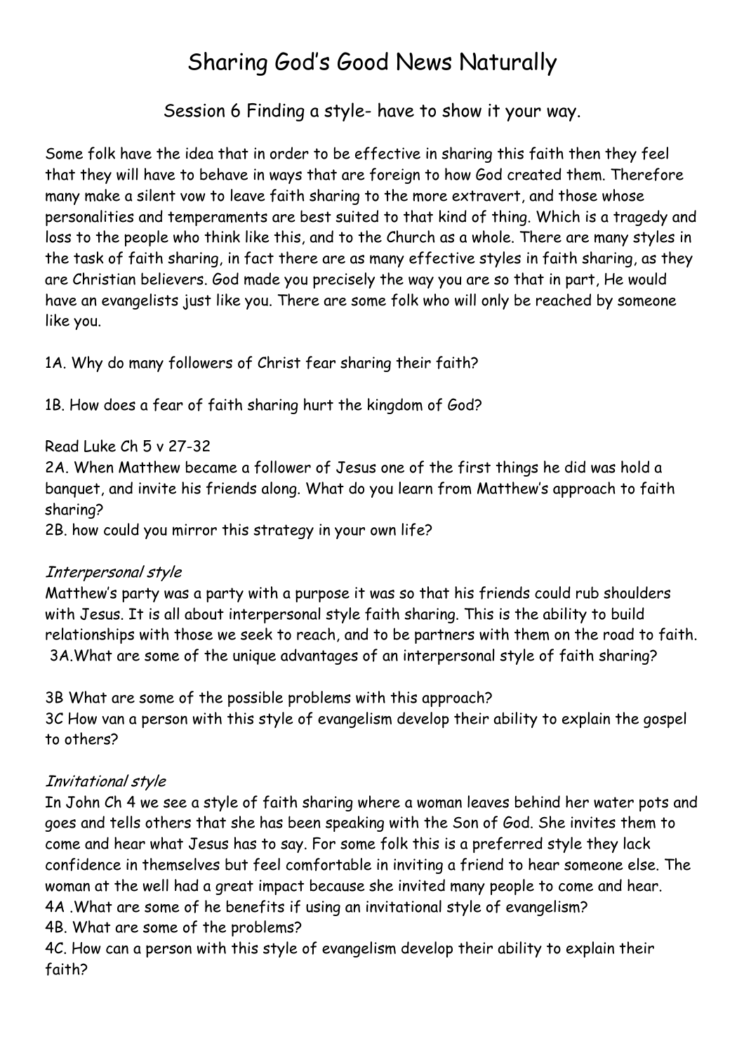# Sharing God's Good News Naturally

## Session 6 Finding a style- have to show it your way.

Some folk have the idea that in order to be effective in sharing this faith then they feel that they will have to behave in ways that are foreign to how God created them. Therefore many make a silent vow to leave faith sharing to the more extravert, and those whose personalities and temperaments are best suited to that kind of thing. Which is a tragedy and loss to the people who think like this, and to the Church as a whole. There are many styles in the task of faith sharing, in fact there are as many effective styles in faith sharing, as they are Christian believers. God made you precisely the way you are so that in part, He would have an evangelists just like you. There are some folk who will only be reached by someone like you.

1A. Why do many followers of Christ fear sharing their faith?

1B. How does a fear of faith sharing hurt the kingdom of God?

Read Luke Ch 5 v 27-32

2A. When Matthew became a follower of Jesus one of the first things he did was hold a banquet, and invite his friends along. What do you learn from Matthew's approach to faith sharing?

2B. how could you mirror this strategy in your own life?

*Interpersonal style*

Matthew's party was a party with a purpose it was so that his friends could rub shoulders with Jesus. It is all about interpersonal style faith sharing. This is the ability to build relationships with those we seek to reach, and to be partners with them on the road to faith.

3A.What are some of the unique advantages of an interpersonal style of faith sharing?

3B What are some of the possible problems with this approach?

3C How van a person with this style of evangelism develop their ability to explain the gospel to others?

*Invitational style*

In John Ch 4 we see a style of faith sharing where a woman leaves behind her water pots and goes and tells others that she has been speaking with the Son of God. She invites them to come and hear what Jesus has to say. For some folk this is a preferred style they lack confidence in themselves but feel comfortable in inviting a friend to hear someone else. The woman at the well had a great impact because she invited many people to come and hear.

4A .What are some of he benefits if using an invitational style of evangelism?

4B. What are some of the problems?

4C. How can a person with this style of evangelism develop their ability to explain their faith?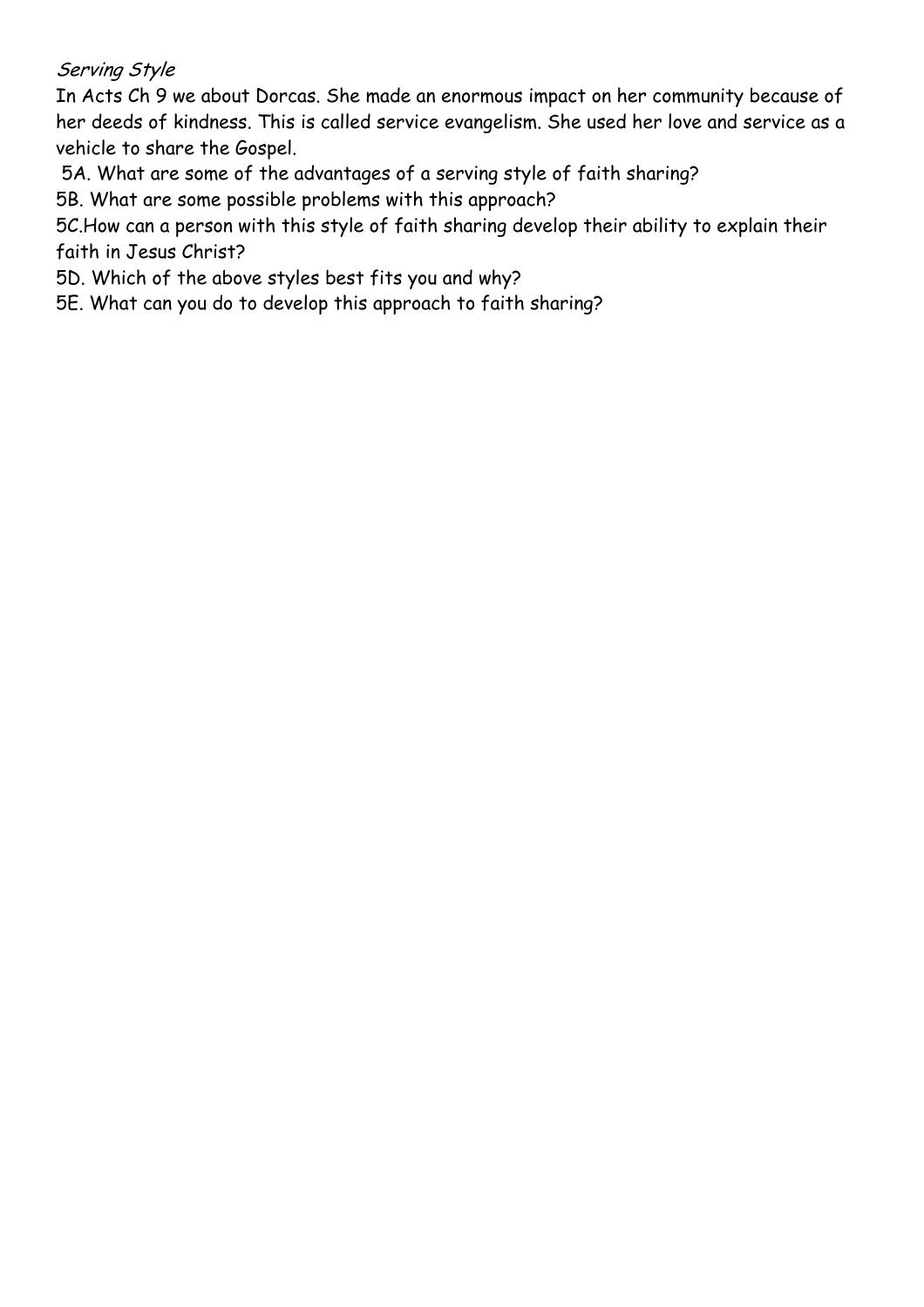*Serving Style*

In Acts Ch 9 we about Dorcas. She made an enormous impact on her community because of her deeds of kindness. This is called service evangelism. She used her love and service as a vehicle to share the Gospel.

5A. What are some of the advantages of a serving style of faith sharing?

5B. What are some possible problems with this approach?

5C.How can a person with this style of faith sharing develop their ability to explain their faith in Jesus Christ?

5D. Which of the above styles best fits you and why?

5E. What can you do to develop this approach to faith sharing?